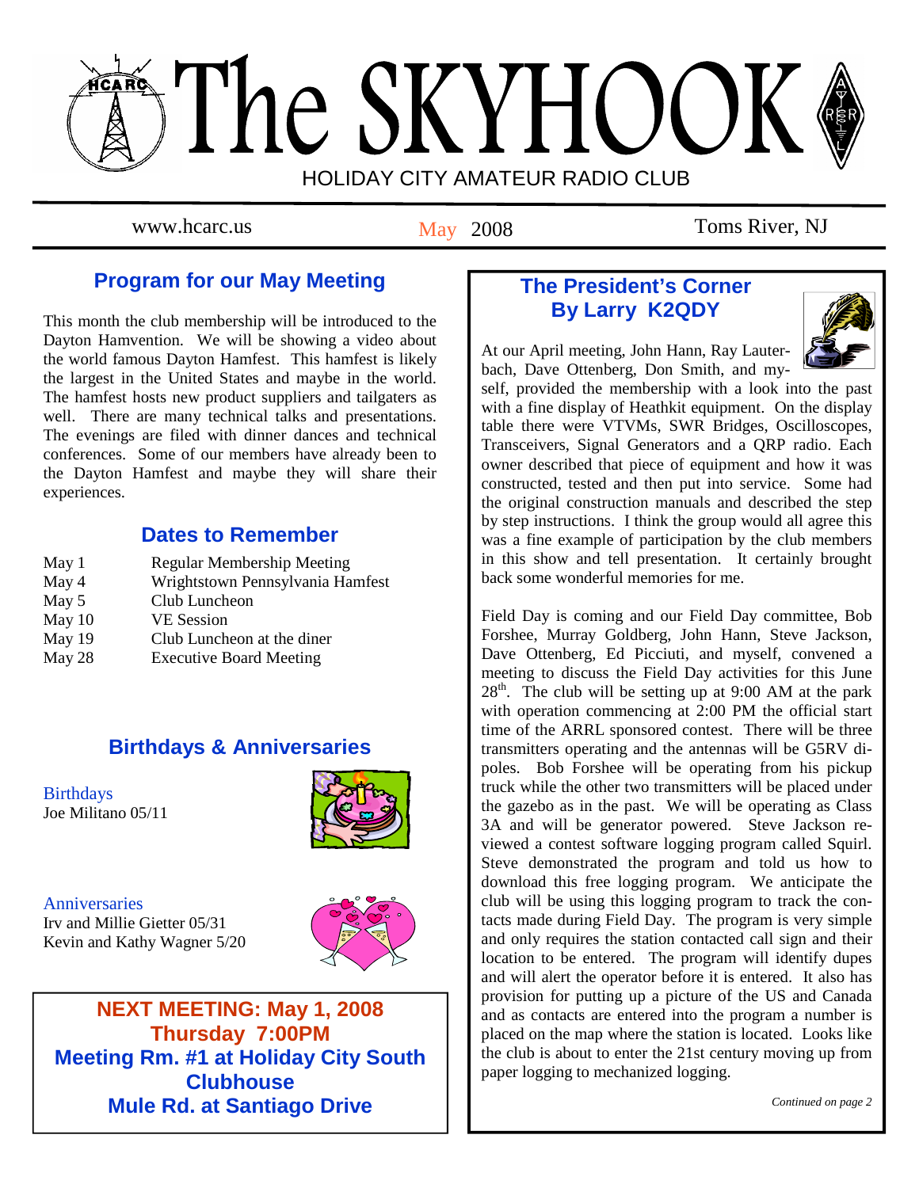# The SKYHOOK

HOLIDAY CITY AMATEUR RADIO CLUB

www.hcarc.us — May 2008 — Toms River, NJ

## Program for our May Meeting

This month the club membership will be introduced to the Dayton Hamvention. We will be showing a video about the world famous Dayton Hamfest. This hamfest is likely the largest in the United States and maybe in the world. The hamfest hosts new product suppliers and tailgaters as well. There are many technical talks and presentations. The evenings are filed with dinner dances and technical conferences. Some of our members have already been to the Dayton Hamfest and maybe they will share their experiences.

## Dates to Remember

| | |
|---|---|
| May 1 | Regular Membership Meeting |
| May 4 | Wrightstown Pennsylvania Hamfest |
| May 5 | Club Luncheon |
| May 10 | VE Session |
| May 19 | Club Luncheon at the diner |
| May 28 | Executive Board Meeting |

## Birthdays & Anniversaries

**Birthdays**
Joe Militano 05/11

**Anniversaries**
Irv and Millie Gietter 05/31
Kevin and Kathy Wagner 5/20

**NEXT MEETING: May 1, 2008**
**Thursday 7:00PM**
**Meeting Rm. #1 at Holiday City South Clubhouse**
**Mule Rd. at Santiago Drive**

## The President's Corner
### By Larry K2QDY

At our April meeting, John Hann, Ray Lauterbach, Dave Ottenberg, Don Smith, and myself, provided the membership with a look into the past with a fine display of Heathkit equipment. On the display table there were VTVMs, SWR Bridges, Oscilloscopes, Transceivers, Signal Generators and a QRP radio. Each owner described that piece of equipment and how it was constructed, tested and then put into service. Some had the original construction manuals and described the step by step instructions. I think the group would all agree this was a fine example of participation by the club members in this show and tell presentation. It certainly brought back some wonderful memories for me.

Field Day is coming and our Field Day committee, Bob Forshee, Murray Goldberg, John Hann, Steve Jackson, Dave Ottenberg, Ed Picciuti, and myself, convened a meeting to discuss the Field Day activities for this June 28th. The club will be setting up at 9:00 AM at the park with operation commencing at 2:00 PM the official start time of the ARRL sponsored contest. There will be three transmitters operating and the antennas will be G5RV dipoles. Bob Forshee will be operating from his pickup truck while the other two transmitters will be placed under the gazebo as in the past. We will be operating as Class 3A and will be generator powered. Steve Jackson reviewed a contest software logging program called Squirl. Steve demonstrated the program and told us how to download this free logging program. We anticipate the club will be using this logging program to track the contacts made during Field Day. The program is very simple and only requires the station contacted call sign and their location to be entered. The program will identify dupes and will alert the operator before it is entered. It also has provision for putting up a picture of the US and Canada and as contacts are entered into the program a number is placed on the map where the station is located. Looks like the club is about to enter the 21st century moving up from paper logging to mechanized logging.

*Continued on page 2*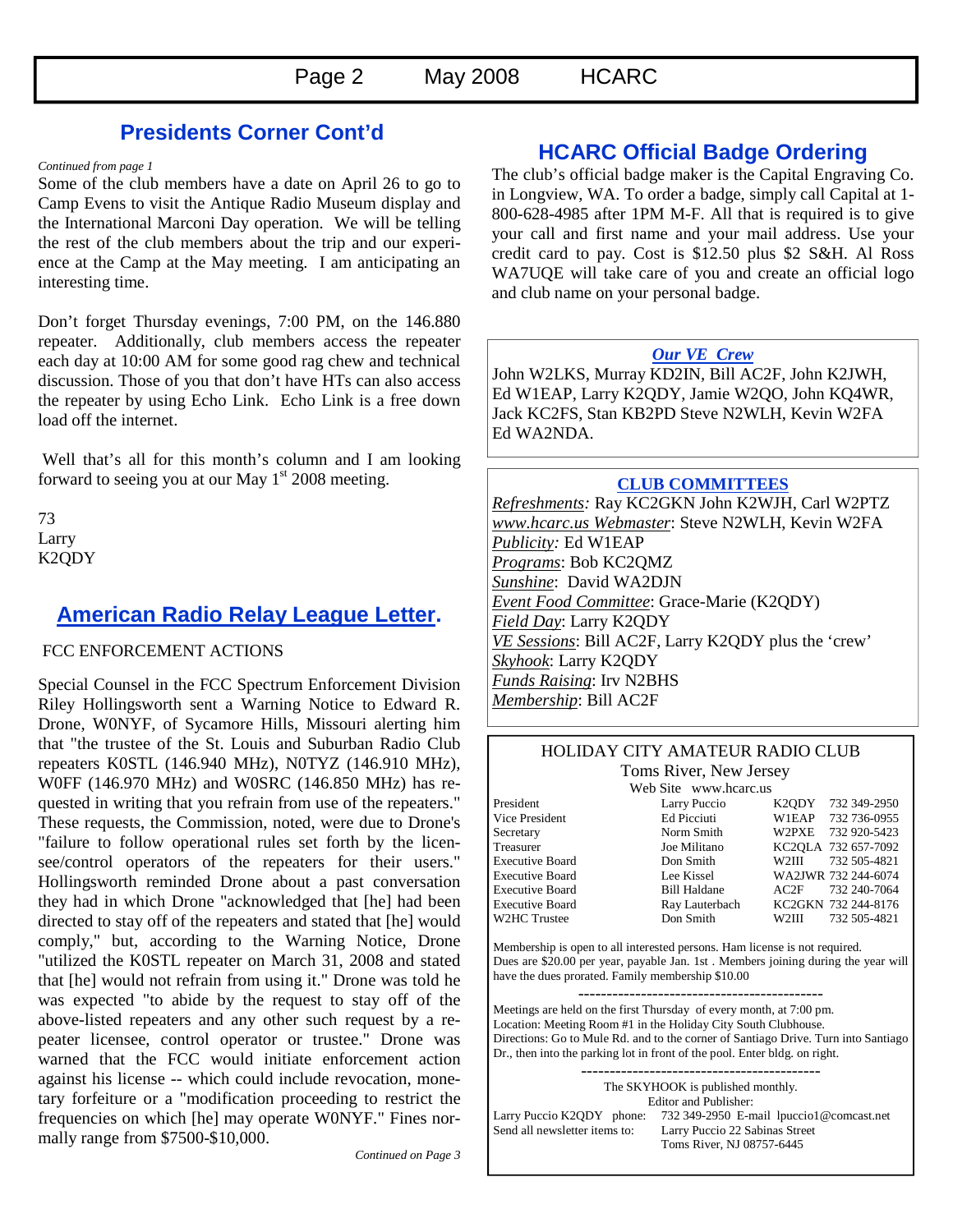## Presidents Corner Cont'd

*Continued from page 1*

Some of the club members have a date on April 26 to go to Camp Evens to visit the Antique Radio Museum display and the International Marconi Day operation. We will be telling the rest of the club members about the trip and our experience at the Camp at the May meeting. I am anticipating an interesting time.

Don't forget Thursday evenings, 7:00 PM, on the 146.880 repeater. Additionally, club members access the repeater each day at 10:00 AM for some good rag chew and technical discussion. Those of you that don't have HTs can also access the repeater by using Echo Link. Echo Link is a free down load off the internet.

Well that's all for this month's column and I am looking forward to seeing you at our May 1st 2008 meeting.

73
Larry
K2QDY

## American Radio Relay League Letter.

FCC ENFORCEMENT ACTIONS

Special Counsel in the FCC Spectrum Enforcement Division Riley Hollingsworth sent a Warning Notice to Edward R. Drone, W0NYF, of Sycamore Hills, Missouri alerting him that "the trustee of the St. Louis and Suburban Radio Club repeaters K0STL (146.940 MHz), N0TYZ (146.910 MHz), W0FF (146.970 MHz) and W0SRC (146.850 MHz) has requested in writing that you refrain from use of the repeaters." These requests, the Commission, noted, were due to Drone's "failure to follow operational rules set forth by the licensee/control operators of the repeaters for their users." Hollingsworth reminded Drone about a past conversation they had in which Drone "acknowledged that [he] had been directed to stay off of the repeaters and stated that [he] would comply," but, according to the Warning Notice, Drone "utilized the K0STL repeater on March 31, 2008 and stated that [he] would not refrain from using it." Drone was told he was expected "to abide by the request to stay off of the above-listed repeaters and any other such request by a repeater licensee, control operator or trustee." Drone was warned that the FCC would initiate enforcement action against his license -- which could include revocation, monetary forfeiture or a "modification proceeding to restrict the frequencies on which [he] may operate W0NYF." Fines normally range from $7500-$10,000.

*Continued on Page 3*

## HCARC Official Badge Ordering

The club's official badge maker is the Capital Engraving Co. in Longview, WA. To order a badge, simply call Capital at 1-800-628-4985 after 1PM M-F. All that is required is to give your call and first name and your mail address. Use your credit card to pay. Cost is $12.50 plus $2 S&H. Al Ross WA7UQE will take care of you and create an official logo and club name on your personal badge.

### *Our VE Crew*

John W2LKS, Murray KD2IN, Bill AC2F, John K2JWH, Ed W1EAP, Larry K2QDY, Jamie W2QO, John KQ4WR, Jack KC2FS, Stan KB2PD Steve N2WLH, Kevin W2FA Ed WA2NDA.

### CLUB COMMITTEES

*Refreshments:* Ray KC2GKN John K2WJH, Carl W2PTZ
*www.hcarc.us Webmaster*: Steve N2WLH, Kevin W2FA
*Publicity:* Ed W1EAP
*Programs*: Bob KC2QMZ
*Sunshine*: David WA2DJN
*Event Food Committee*: Grace-Marie (K2QDY)
*Field Day*: Larry K2QDY
*VE Sessions*: Bill AC2F, Larry K2QDY plus the 'crew'
*Skyhook*: Larry K2QDY
*Funds Raising*: Irv N2BHS
*Membership*: Bill AC2F

### HOLIDAY CITY AMATEUR RADIO CLUB

Toms River, New Jersey
Web Site www.hcarc.us

| Position | Name | Call | Phone |
|---|---|---|---|
| President | Larry Puccio | K2QDY | 732 349-2950 |
| Vice President | Ed Picciuti | W1EAP | 732 736-0955 |
| Secretary | Norm Smith | W2PXE | 732 920-5423 |
| Treasurer | Joe Militano | KC2QLA | 732 657-7092 |
| Executive Board | Don Smith | W2III | 732 505-4821 |
| Executive Board | Lee Kissel | WA2JWR | 732 244-6074 |
| Executive Board | Bill Haldane | AC2F | 732 240-7064 |
| Executive Board | Ray Lauterbach | KC2GKN | 732 244-8176 |
| W2HC Trustee | Don Smith | W2III | 732 505-4821 |

Membership is open to all interested persons. Ham license is not required. Dues are $20.00 per year, payable Jan. 1st . Members joining during the year will have the dues prorated. Family membership $10.00

---

Meetings are held on the first Thursday of every month, at 7:00 pm.
Location: Meeting Room #1 in the Holiday City South Clubhouse.
Directions: Go to Mule Rd. and to the corner of Santiago Drive. Turn into Santiago Dr., then into the parking lot in front of the pool. Enter bldg. on right.

---

The SKYHOOK is published monthly.
Editor and Publisher:
Larry Puccio K2QDY phone: 732 349-2950 E-mail lpuccio1@comcast.net
Send all newsletter items to: Larry Puccio 22 Sabinas Street
Toms River, NJ 08757-6445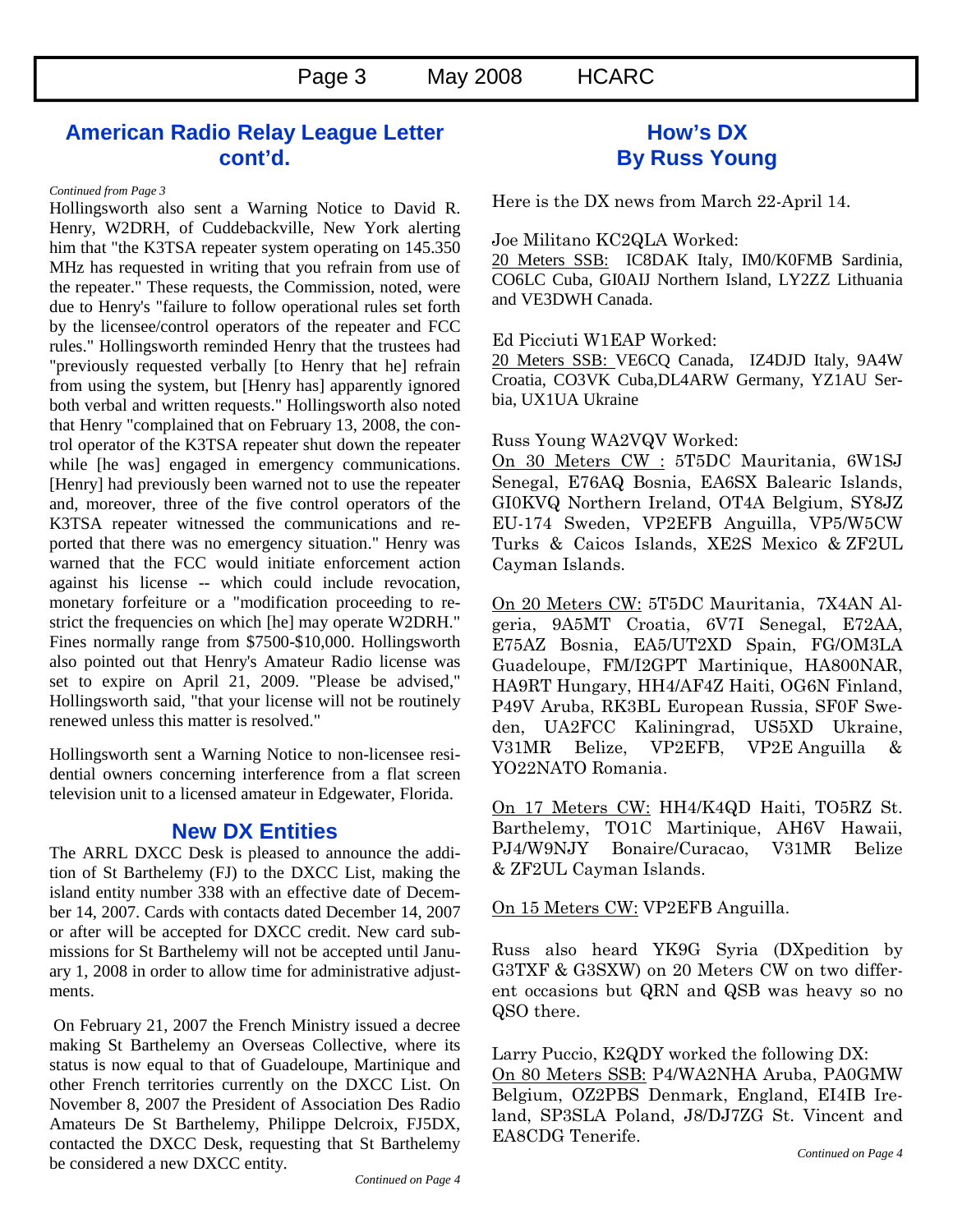## American Radio Relay League Letter cont'd.

*Continued from Page 3*

Hollingsworth also sent a Warning Notice to David R. Henry, W2DRH, of Cuddebackville, New York alerting him that "the K3TSA repeater system operating on 145.350 MHz has requested in writing that you refrain from use of the repeater." These requests, the Commission, noted, were due to Henry's "failure to follow operational rules set forth by the licensee/control operators of the repeater and FCC rules." Hollingsworth reminded Henry that the trustees had "previously requested verbally [to Henry that he] refrain from using the system, but [Henry has] apparently ignored both verbal and written requests." Hollingsworth also noted that Henry "complained that on February 13, 2008, the control operator of the K3TSA repeater shut down the repeater while [he was] engaged in emergency communications. [Henry] had previously been warned not to use the repeater and, moreover, three of the five control operators of the K3TSA repeater witnessed the communications and reported that there was no emergency situation." Henry was warned that the FCC would initiate enforcement action against his license -- which could include revocation, monetary forfeiture or a "modification proceeding to restrict the frequencies on which [he] may operate W2DRH." Fines normally range from $7500-$10,000. Hollingsworth also pointed out that Henry's Amateur Radio license was set to expire on April 21, 2009. "Please be advised," Hollingsworth said, "that your license will not be routinely renewed unless this matter is resolved."

Hollingsworth sent a Warning Notice to non-licensee residential owners concerning interference from a flat screen television unit to a licensed amateur in Edgewater, Florida.

## New DX Entities

The ARRL DXCC Desk is pleased to announce the addition of St Barthelemy (FJ) to the DXCC List, making the island entity number 338 with an effective date of December 14, 2007. Cards with contacts dated December 14, 2007 or after will be accepted for DXCC credit. New card submissions for St Barthelemy will not be accepted until January 1, 2008 in order to allow time for administrative adjustments.

On February 21, 2007 the French Ministry issued a decree making St Barthelemy an Overseas Collective, where its status is now equal to that of Guadeloupe, Martinique and other French territories currently on the DXCC List. On November 8, 2007 the President of Association Des Radio Amateurs De St Barthelemy, Philippe Delcroix, FJ5DX, contacted the DXCC Desk, requesting that St Barthelemy be considered a new DXCC entity.

*Continued on Page 4*

## How's DX By Russ Young

Here is the DX news from March 22-April 14.

Joe Militano KC2QLA Worked:
20 Meters SSB: IC8DAK Italy, IM0/K0FMB Sardinia, CO6LC Cuba, GI0AIJ Northern Island, LY2ZZ Lithuania and VE3DWH Canada.

Ed Picciuti W1EAP Worked:
20 Meters SSB: VE6CQ Canada, IZ4DJD Italy, 9A4W Croatia, CO3VK Cuba,DL4ARW Germany, YZ1AU Serbia, UX1UA Ukraine

Russ Young WA2VQV Worked:
On 30 Meters CW : 5T5DC Mauritania, 6W1SJ Senegal, E76AQ Bosnia, EA6SX Balearic Islands, GI0KVQ Northern Ireland, OT4A Belgium, SY8JZ EU-174 Sweden, VP2EFB Anguilla, VP5/W5CW Turks & Caicos Islands, XE2S Mexico & ZF2UL Cayman Islands.

On 20 Meters CW: 5T5DC Mauritania, 7X4AN Algeria, 9A5MT Croatia, 6V7I Senegal, E72AA, E75AZ Bosnia, EA5/UT2XD Spain, FG/OM3LA Guadeloupe, FM/I2GPT Martinique, HA800NAR, HA9RT Hungary, HH4/AF4Z Haiti, OG6N Finland, P49V Aruba, RK3BL European Russia, SF0F Sweden, UA2FCC Kaliningrad, US5XD Ukraine, V31MR Belize, VP2EFB, VP2E Anguilla & YO22NATO Romania.

On 17 Meters CW: HH4/K4QD Haiti, TO5RZ St. Barthelemy, TO1C Martinique, AH6V Hawaii, PJ4/W9NJY Bonaire/Curacao, V31MR Belize & ZF2UL Cayman Islands.

On 15 Meters CW: VP2EFB Anguilla.

Russ also heard YK9G Syria (DXpedition by G3TXF & G3SXW) on 20 Meters CW on two different occasions but QRN and QSB was heavy so no QSO there.

Larry Puccio, K2QDY worked the following DX:
On 80 Meters SSB: P4/WA2NHA Aruba, PA0GMW Belgium, OZ2PBS Denmark, England, EI4IB Ireland, SP3SLA Poland, J8/DJ7ZG St. Vincent and EA8CDG Tenerife.

*Continued on Page 4*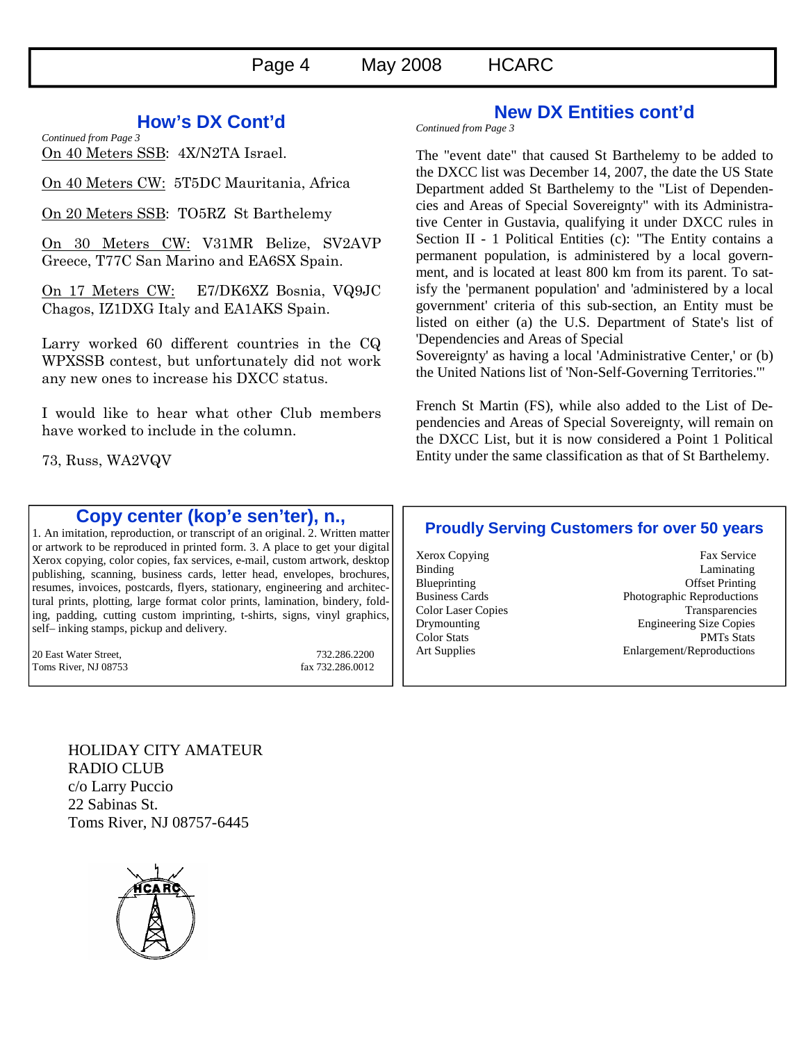## How's DX Cont'd

*Continued from Page 3*

On 40 Meters SSB: 4X/N2TA Israel.

On 40 Meters CW: 5T5DC Mauritania, Africa

On 20 Meters SSB: TO5RZ St Barthelemy

On 30 Meters CW: V31MR Belize, SV2AVP Greece, T77C San Marino and EA6SX Spain.

On 17 Meters CW: E7/DK6XZ Bosnia, VQ9JC Chagos, IZ1DXG Italy and EA1AKS Spain.

Larry worked 60 different countries in the CQ WPXSSB contest, but unfortunately did not work any new ones to increase his DXCC status.

I would like to hear what other Club members have worked to include in the column.

73, Russ, WA2VQV

## New DX Entities cont'd

*Continued from Page 3*

The "event date" that caused St Barthelemy to be added to the DXCC list was December 14, 2007, the date the US State Department added St Barthelemy to the "List of Dependencies and Areas of Special Sovereignty" with its Administrative Center in Gustavia, qualifying it under DXCC rules in Section II - 1 Political Entities (c): "The Entity contains a permanent population, is administered by a local government, and is located at least 800 km from its parent. To satisfy the 'permanent population' and 'administered by a local government' criteria of this sub-section, an Entity must be listed on either (a) the U.S. Department of State's list of 'Dependencies and Areas of Special Sovereignty' as having a local 'Administrative Center,' or (b) the United Nations list of 'Non-Self-Governing Territories.'"

French St Martin (FS), while also added to the List of Dependencies and Areas of Special Sovereignty, will remain on the DXCC List, but it is now considered a Point 1 Political Entity under the same classification as that of St Barthelemy.

## Copy center (kop'e sen'ter), n.,

1. An imitation, reproduction, or transcript of an original. 2. Written matter or artwork to be reproduced in printed form. 3. A place to get your digital Xerox copying, color copies, fax services, e-mail, custom artwork, desktop publishing, scanning, business cards, letter head, envelopes, brochures, resumes, invoices, postcards, flyers, stationary, engineering and architectural prints, plotting, large format color prints, lamination, bindery, folding, padding, cutting custom imprinting, t-shirts, signs, vinyl graphics, self– inking stamps, pickup and delivery.

20 East Water Street,
Toms River, NJ 08753

732.286.2200
fax 732.286.0012

## Proudly Serving Customers for over 50 years

| | |
|---|---|
| Xerox Copying | Fax Service |
| Binding | Laminating |
| Blueprinting | Offset Printing |
| Business Cards | Photographic Reproductions |
| Color Laser Copies | Transparencies |
| Drymounting | Engineering Size Copies |
| Color Stats | PMTs Stats |
| Art Supplies | Enlargement/Reproductions |

HOLIDAY CITY AMATEUR RADIO CLUB
c/o Larry Puccio
22 Sabinas St.
Toms River, NJ 08757-6445

HCARC